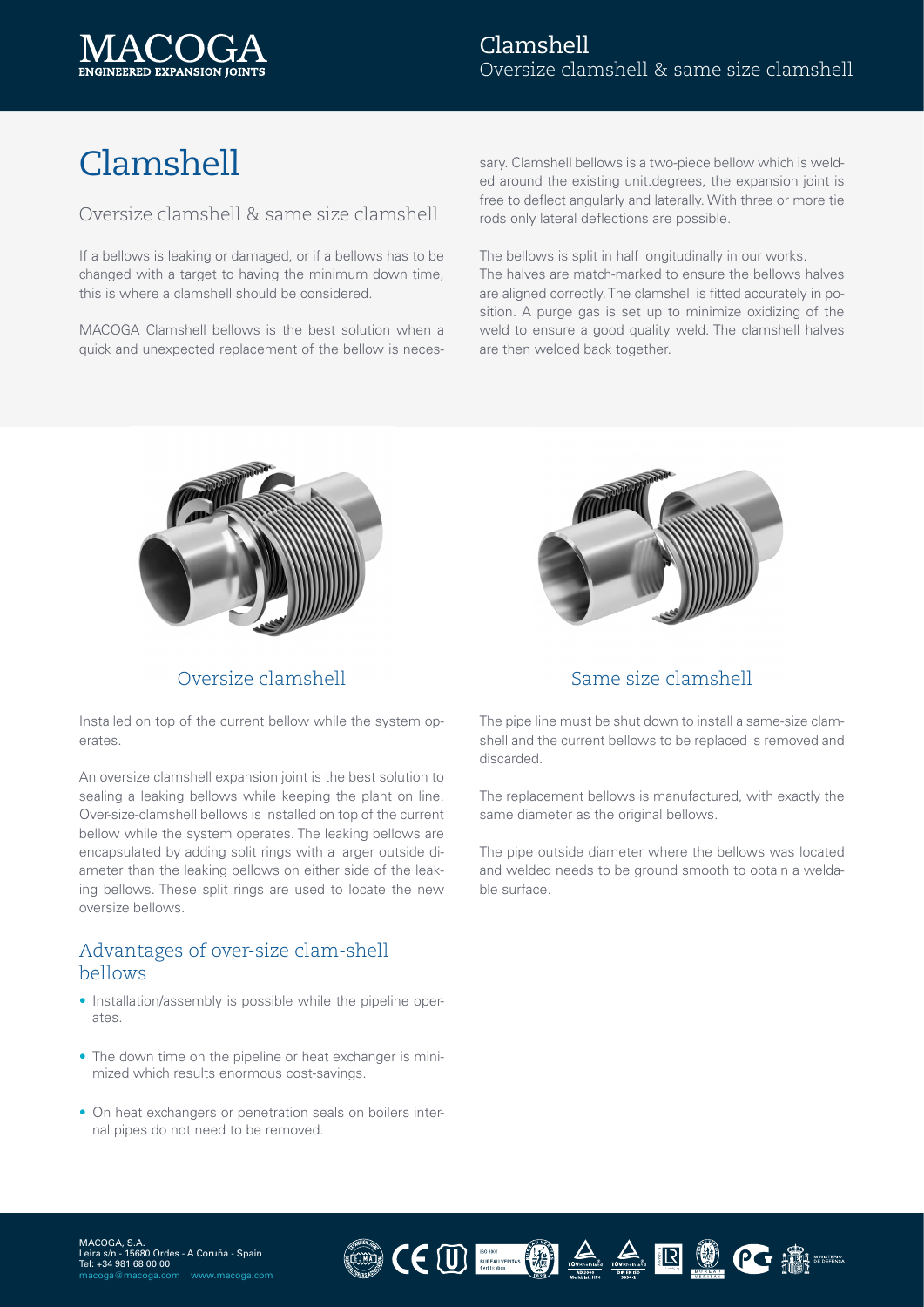# Clamshell

## Oversize clamshell & same size clamshell

If a bellows is leaking or damaged, or if a bellows has to be changed with a target to having the minimum down time, this is where a clamshell should be considered.

MACOGA Clamshell bellows is the best solution when a quick and unexpected replacement of the bellow is necessary. Clamshell bellows is a two-piece bellow which is welded around the existing unit.degrees, the expansion joint is free to deflect angularly and laterally. With three or more tie rods only lateral deflections are possible.

The bellows is split in half longitudinally in our works. The halves are match-marked to ensure the bellows halves are aligned correctly. The clamshell is fitted accurately in position. A purge gas is set up to minimize oxidizing of the weld to ensure a good quality weld. The clamshell halves are then welded back together.

## Oversize clamshell

Installed on top of the current bellow while the system operates.

An oversize clamshell expansion joint is the best solution to sealing a leaking bellows while keeping the plant on line. Over-size-clamshell bellows is installed on top of the current bellow while the system operates. The leaking bellows are encapsulated by adding split rings with a larger outside diameter than the leaking bellows on either side of the leaking bellows. These split rings are used to locate the new oversize bellows.

### Advantages of over-size clam-shell bellows

- Installation/assembly is possible while the pipeline operates.
- The down time on the pipeline or heat exchanger is minimized which results enormous cost-savings.
- On heat exchangers or penetration seals on boilers internal pipes do not need to be removed.

## Same size clamshell

The pipe line must be shut down to install a same-size clamshell and the current bellows to be replaced is removed and discarded.

The replacement bellows is manufactured, with exactly the same diameter as the original bellows.

The pipe outside diameter where the bellows was located and welded needs to be ground smooth to obtain a weldable surface.

MACOGA, S.A.
Leira s/n - 15680 Ordes - A Coruña - Spain
Tel: +34 981 68 00 00
macoga@macoga.com www.macoga.com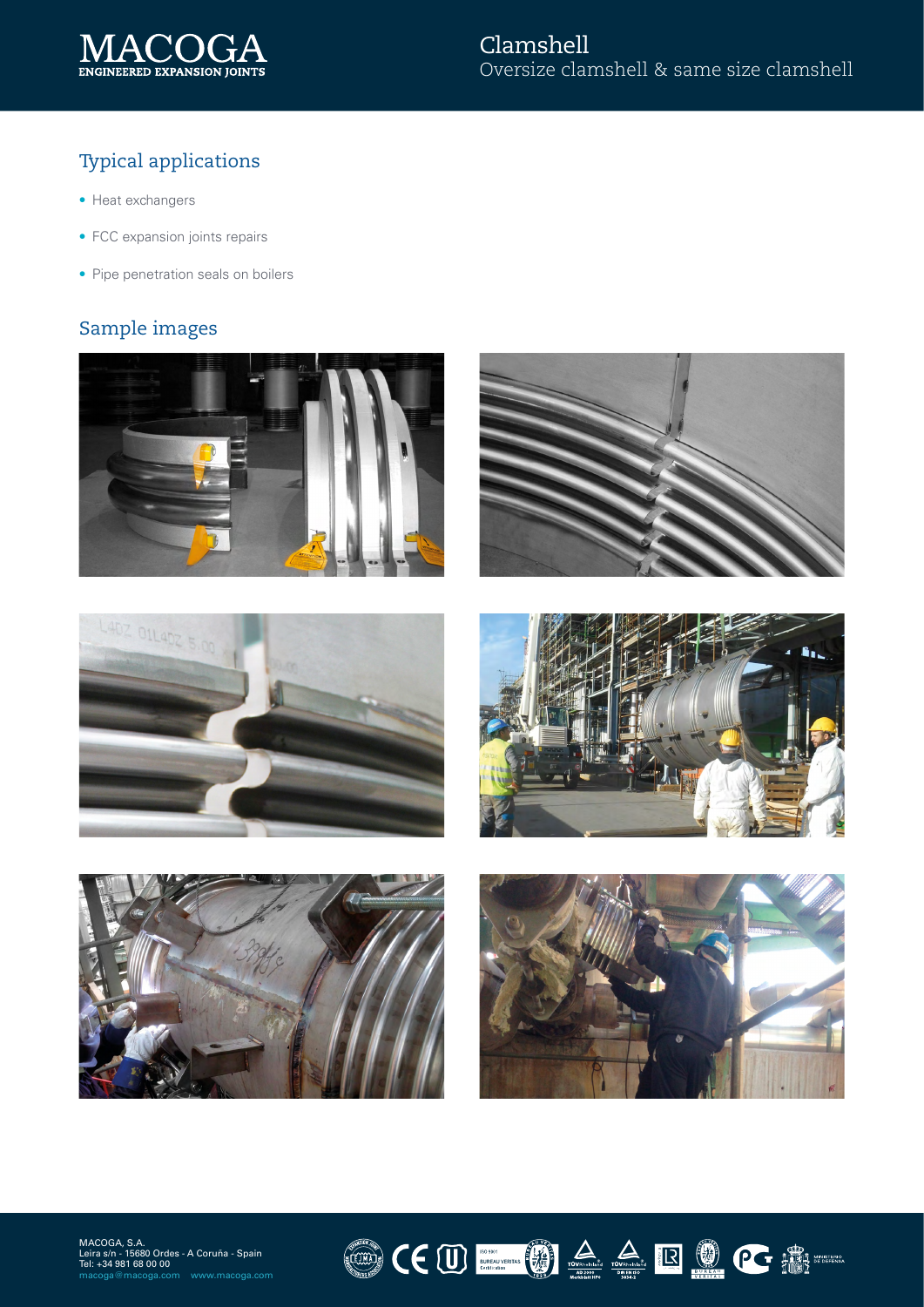# Clamshell

Oversize clamshell & same size clamshell

## Typical applications

- Heat exchangers
- FCC expansion joints repairs
- Pipe penetration seals on boilers

## Sample images

MACOGA, S.A.
Leira s/n - 15680 Ordes - A Coruña - Spain
Tel: +34 981 68 00 00
macoga@macoga.com www.macoga.com